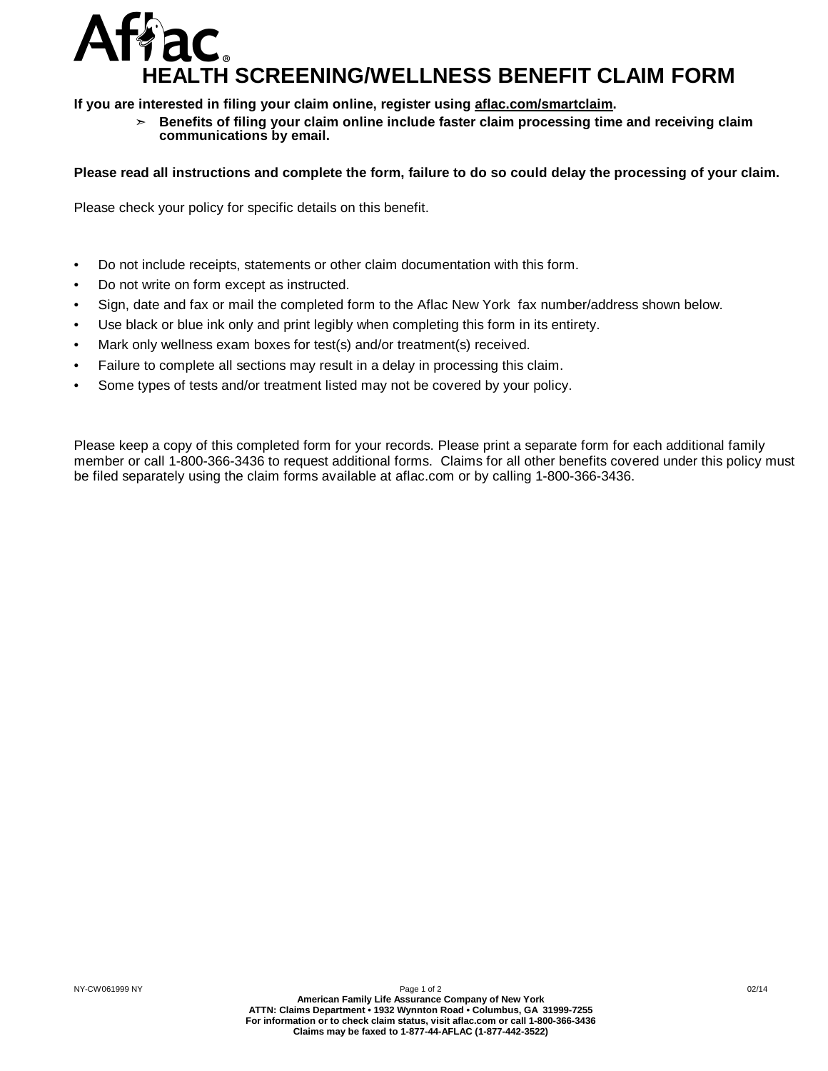# HEALTH SCREENING/WELLNESS BENEFIT CLAIM FORM

**If you are interested in filing your claim online, register using aflac.com/smartclaim.**

- **Benefits of filing your claim online include faster claim processing time and receiving claim communications by email.**

**Please read all instructions and complete the form, failure to do so could delay the processing of your claim.**

Please check your policy for specific details on this benefit.

- Do not include receipts, statements or other claim documentation with this form.
- Do not write on form except as instructed.
- Sign, date and fax or mail the completed form to the Aflac New York fax number/address shown below.
- Use black or blue ink only and print legibly when completing this form in its entirety.
- Mark only wellness exam boxes for test(s) and/or treatment(s) received.
- Failure to complete all sections may result in a delay in processing this claim.
- Some types of tests and/or treatment listed may not be covered by your policy.

Please keep a copy of this completed form for your records. Please print a separate form for each additional family member or call 1-800-366-3436 to request additional forms. Claims for all other benefits covered under this policy must be filed separately using the claim forms available at aflac.com or by calling 1-800-366-3436.

NY-CW061999 NY 02/14

**American Family Life Assurance Company of New York**
**ATTN: Claims Department • 1932 Wynnton Road • Columbus, GA 31999-7255**
**For information or to check claim status, visit aflac.com or call 1-800-366-3436**
**Claims may be faxed to 1-877-44-AFLAC (1-877-442-3522)**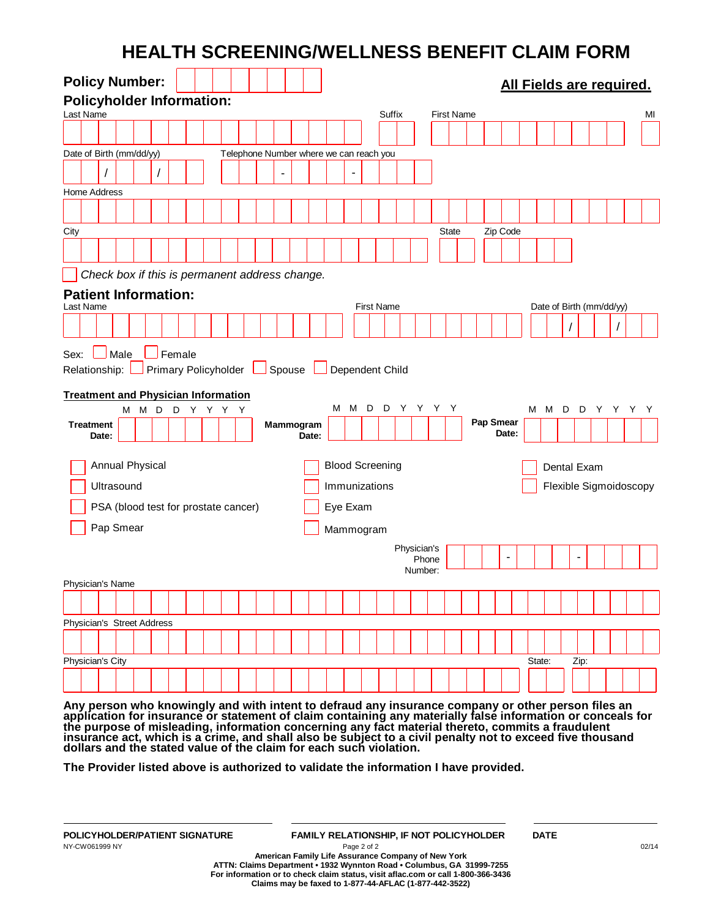# HEALTH SCREENING/WELLNESS BENEFIT CLAIM FORM

**Policy Number:**

**All Fields are required.**

## Policyholder Information:

Last Name | Suffix | First Name | MI

Date of Birth (mm/dd/yy) / /

Telephone Number where we can reach you - -

Home Address

City | State | Zip Code

☐ *Check box if this is permanent address change.*

## Patient Information:

Last Name | First Name | Date of Birth (mm/dd/yy) / /

Sex: ☐ Male ☐ Female

Relationship: ☐ Primary Policyholder ☐ Spouse ☐ Dependent Child

**Treatment and Physician Information**

**Treatment Date:** M M D D Y Y Y Y

**Mammogram Date:** M M D D Y Y Y Y

**Pap Smear Date:** M M D D Y Y Y Y

☐ Annual Physical
☐ Ultrasound
☐ PSA (blood test for prostate cancer)
☐ Pap Smear
☐ Blood Screening
☐ Immunizations
☐ Eye Exam
☐ Mammogram
☐ Dental Exam
☐ Flexible Sigmoidoscopy

Physician's Phone Number: - -

Physician's Name

Physician's Street Address

Physician's City | State: | Zip:

**Any person who knowingly and with intent to defraud any insurance company or other person files an application for insurance or statement of claim containing any materially false information or conceals for the purpose of misleading, information concerning any fact material thereto, commits a fraudulent insurance act, which is a crime, and shall also be subject to a civil penalty not to exceed five thousand dollars and the stated value of the claim for each such violation.**

**The Provider listed above is authorized to validate the information I have provided.**

**POLICYHOLDER/PATIENT SIGNATURE** | **FAMILY RELATIONSHIP, IF NOT POLICYHOLDER** | **DATE**

NY-CW061999 NY 02/14

**American Family Life Assurance Company of New York**
**ATTN: Claims Department • 1932 Wynnton Road • Columbus, GA 31999-7255**
**For information or to check claim status, visit aflac.com or call 1-800-366-3436**
**Claims may be faxed to 1-877-44-AFLAC (1-877-442-3522)**